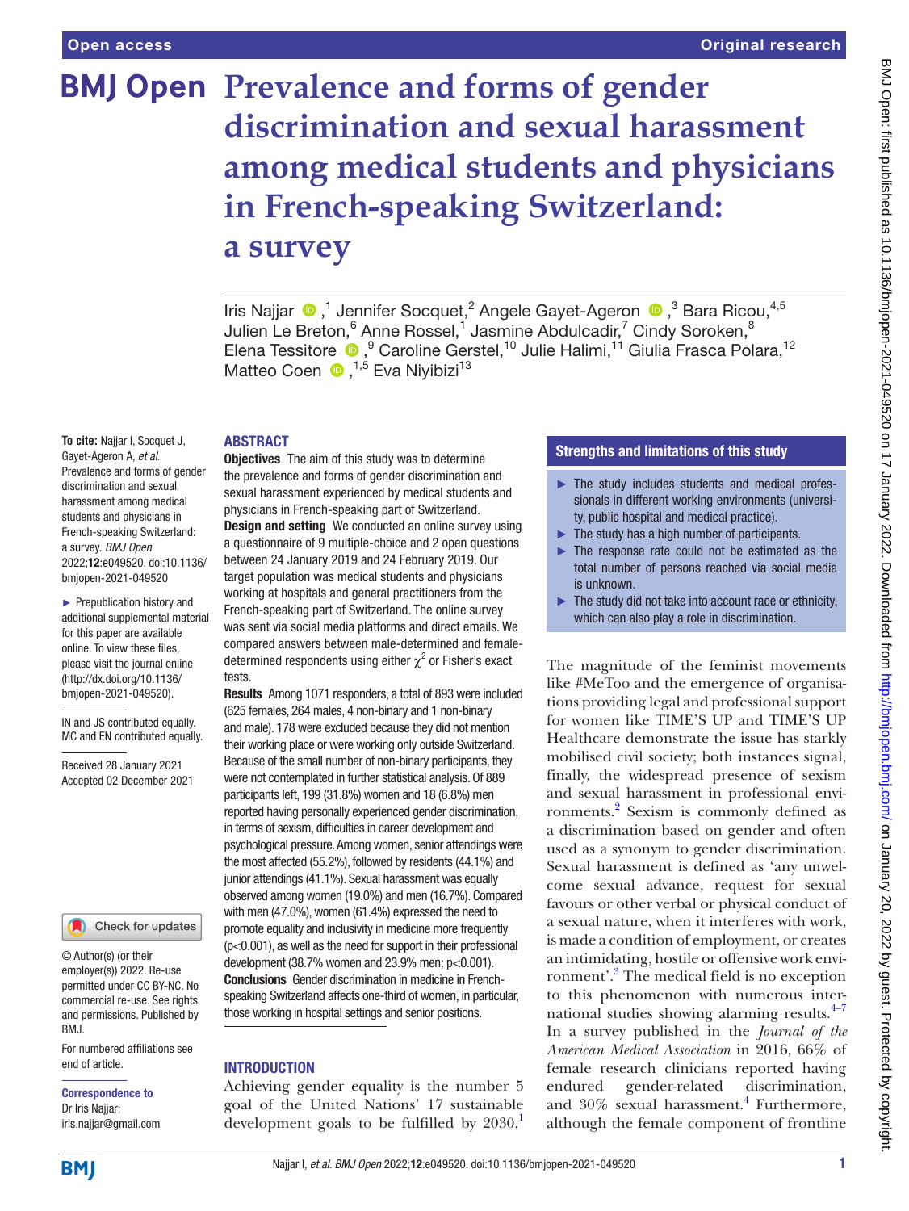# Prevalence and forms of gender discrimination and sexual harassment among medical students and physicians in French-speaking Switzerland: a survey

Iris Najjar ,[1] Jennifer Socquet,[2] Angele Gayet-Ageron ,[3] Bara Ricou,[4,5] Julien Le Breton,[6] Anne Rossel,[1] Jasmine Abdulcadir,[7] Cindy Soroken,[8] Elena Tessitore ,[9] Caroline Gerstel,[10] Julie Halimi,[11] Giulia Frasca Polara,[12] Matteo Coen ,[1,5] Eva Niyibizi[13]

**To cite:** Najjar I, Socquet J, Gayet-Ageron A, *et al*. Prevalence and forms of gender discrimination and sexual harassment among medical students and physicians in French-speaking Switzerland: a survey. *BMJ Open* 2022;**12**:e049520. doi:10.1136/bmjopen-2021-049520

► Prepublication history and additional supplemental material for this paper are available online. To view these files, please visit the journal online (http://dx.doi.org/10.1136/bmjopen-2021-049520).

IN and JS contributed equally. MC and EN contributed equally.

Received 28 January 2021
Accepted 02 December 2021

© Author(s) (or their employer(s)) 2022. Re-use permitted under CC BY-NC. No commercial re-use. See rights and permissions. Published by BMJ.

For numbered affiliations see end of article.

**Correspondence to**
Dr Iris Najjar;
iris.najjar@gmail.com

## ABSTRACT

**Objectives** The aim of this study was to determine the prevalence and forms of gender discrimination and sexual harassment experienced by medical students and physicians in French-speaking part of Switzerland.

**Design and setting** We conducted an online survey using a questionnaire of 9 multiple-choice and 2 open questions between 24 January 2019 and 24 February 2019. Our target population was medical students and physicians working at hospitals and general practitioners from the French-speaking part of Switzerland. The online survey was sent via social media platforms and direct emails. We compared answers between male-determined and female-determined respondents using either $\chi^2$ or Fisher's exact tests.

**Results** Among 1071 responders, a total of 893 were included (625 females, 264 males, 4 non-binary and 1 non-binary and male). 178 were excluded because they did not mention their working place or were working only outside Switzerland. Because of the small number of non-binary participants, they were not contemplated in further statistical analysis. Of 889 participants left, 199 (31.8%) women and 18 (6.8%) men reported having personally experienced gender discrimination, in terms of sexism, difficulties in career development and psychological pressure. Among women, senior attendings were the most affected (55.2%), followed by residents (44.1%) and junior attendings (41.1%). Sexual harassment was equally observed among women (19.0%) and men (16.7%). Compared with men (47.0%), women (61.4%) expressed the need to promote equality and inclusivity in medicine more frequently ($p<0.001$), as well as the need for support in their professional development (38.7% women and 23.9% men; $p<0.001$).

**Conclusions** Gender discrimination in medicine in French-speaking Switzerland affects one-third of women, in particular, those working in hospital settings and senior positions.

## Strengths and limitations of this study

- ► The study includes students and medical professionals in different working environments (university, public hospital and medical practice).
- ► The study has a high number of participants.
- ► The response rate could not be estimated as the total number of persons reached via social media is unknown.
- ► The study did not take into account race or ethnicity, which can also play a role in discrimination.

## INTRODUCTION

Achieving gender equality is the number 5 goal of the United Nations' 17 sustainable development goals to be fulfilled by 2030.[1]

The magnitude of the feminist movements like #MeToo and the emergence of organisations providing legal and professional support for women like TIME'S UP and TIME'S UP Healthcare demonstrate the issue has starkly mobilised civil society; both instances signal, finally, the widespread presence of sexism and sexual harassment in professional environments.[2] Sexism is commonly defined as a discrimination based on gender and often used as a synonym to gender discrimination. Sexual harassment is defined as 'any unwelcome sexual advance, request for sexual favours or other verbal or physical conduct of a sexual nature, when it interferes with work, is made a condition of employment, or creates an intimidating, hostile or offensive work environment'.[3] The medical field is no exception to this phenomenon with numerous international studies showing alarming results.[4–7] In a survey published in the *Journal of the American Medical Association* in 2016, 66% of female research clinicians reported having endured gender-related discrimination, and 30% sexual harassment.[4] Furthermore, although the female component of frontline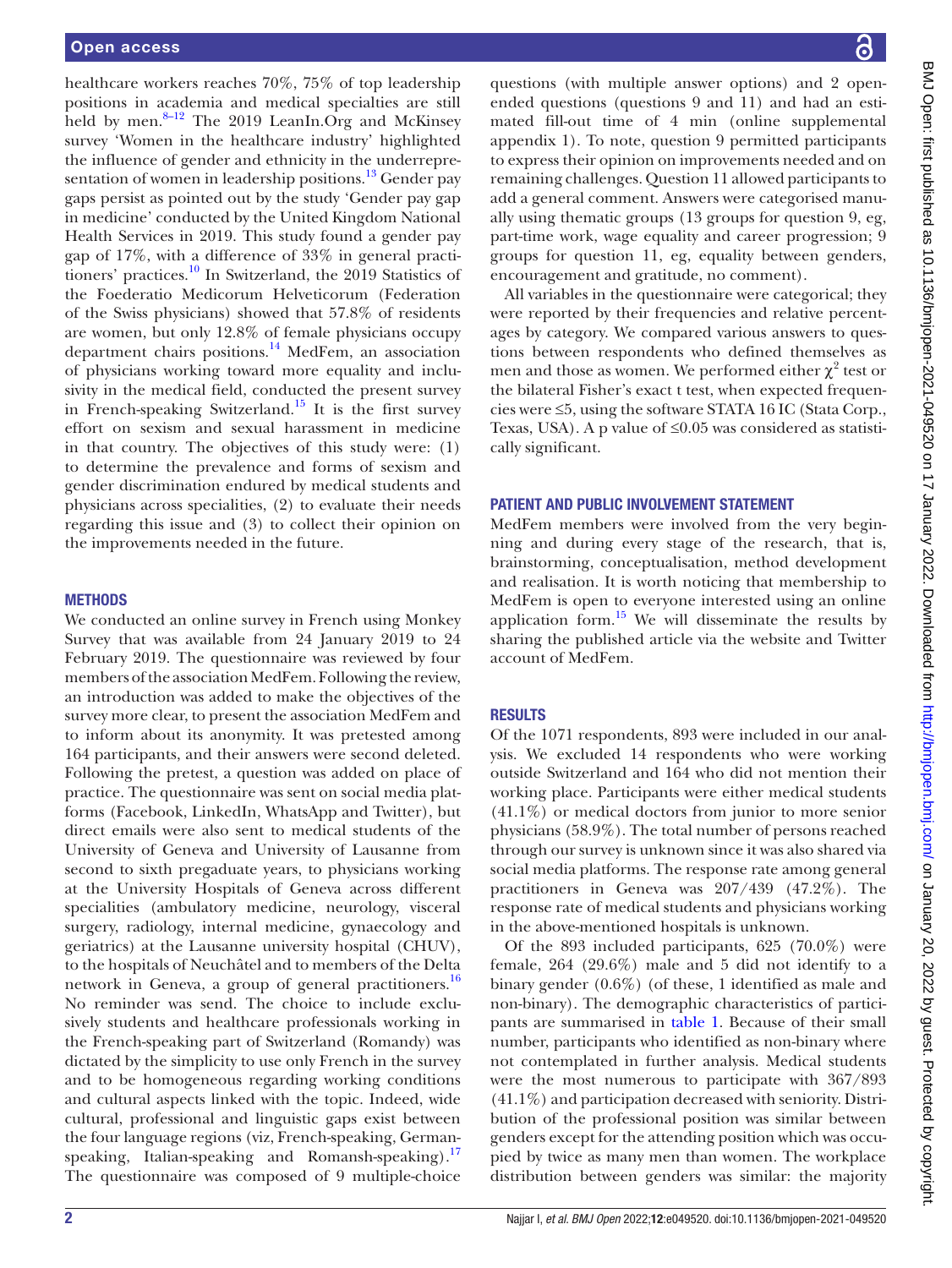healthcare workers reaches 70%, 75% of top leadership positions in academia and medical specialties are still held by men.[8–12] The 2019 LeanIn.Org and McKinsey survey 'Women in the healthcare industry' highlighted the influence of gender and ethnicity in the underrepresentation of women in leadership positions.[13] Gender pay gaps persist as pointed out by the study 'Gender pay gap in medicine' conducted by the United Kingdom National Health Services in 2019. This study found a gender pay gap of 17%, with a difference of 33% in general practitioners' practices.[10] In Switzerland, the 2019 Statistics of the Foederatio Medicorum Helveticorum (Federation of the Swiss physicians) showed that 57.8% of residents are women, but only 12.8% of female physicians occupy department chairs positions.[14] MedFem, an association of physicians working toward more equality and inclusivity in the medical field, conducted the present survey in French-speaking Switzerland.[15] It is the first survey effort on sexism and sexual harassment in medicine in that country. The objectives of this study were: (1) to determine the prevalence and forms of sexism and gender discrimination endured by medical students and physicians across specialities, (2) to evaluate their needs regarding this issue and (3) to collect their opinion on the improvements needed in the future.

## METHODS

We conducted an online survey in French using Monkey Survey that was available from 24 January 2019 to 24 February 2019. The questionnaire was reviewed by four members of the association MedFem. Following the review, an introduction was added to make the objectives of the survey more clear, to present the association MedFem and to inform about its anonymity. It was pretested among 164 participants, and their answers were second deleted. Following the pretest, a question was added on place of practice. The questionnaire was sent on social media platforms (Facebook, LinkedIn, WhatsApp and Twitter), but direct emails were also sent to medical students of the University of Geneva and University of Lausanne from second to sixth pregaduate years, to physicians working at the University Hospitals of Geneva across different specialities (ambulatory medicine, neurology, visceral surgery, radiology, internal medicine, gynaecology and geriatrics) at the Lausanne university hospital (CHUV), to the hospitals of Neuchâtel and to members of the Delta network in Geneva, a group of general practitioners.[16] No reminder was send. The choice to include exclusively students and healthcare professionals working in the French-speaking part of Switzerland (Romandy) was dictated by the simplicity to use only French in the survey and to be homogeneous regarding working conditions and cultural aspects linked with the topic. Indeed, wide cultural, professional and linguistic gaps exist between the four language regions (viz, French-speaking, German-speaking, Italian-speaking and Romansh-speaking).[17] The questionnaire was composed of 9 multiple-choice questions (with multiple answer options) and 2 open-ended questions (questions 9 and 11) and had an estimated fill-out time of 4 min (online supplemental appendix 1). To note, question 9 permitted participants to express their opinion on improvements needed and on remaining challenges. Question 11 allowed participants to add a general comment. Answers were categorised manually using thematic groups (13 groups for question 9, eg, part-time work, wage equality and career progression; 9 groups for question 11, eg, equality between genders, encouragement and gratitude, no comment).

All variables in the questionnaire were categorical; they were reported by their frequencies and relative percentages by category. We compared various answers to questions between respondents who defined themselves as men and those as women. We performed either $\chi^2$ test or the bilateral Fisher's exact t test, when expected frequencies were ≤5, using the software STATA 16 IC (Stata Corp., Texas, USA). A p value of ≤0.05 was considered as statistically significant.

## PATIENT AND PUBLIC INVOLVEMENT STATEMENT

MedFem members were involved from the very beginning and during every stage of the research, that is, brainstorming, conceptualisation, method development and realisation. It is worth noticing that membership to MedFem is open to everyone interested using an online application form.[15] We will disseminate the results by sharing the published article via the website and Twitter account of MedFem.

## RESULTS

Of the 1071 respondents, 893 were included in our analysis. We excluded 14 respondents who were working outside Switzerland and 164 who did not mention their working place. Participants were either medical students (41.1%) or medical doctors from junior to more senior physicians (58.9%). The total number of persons reached through our survey is unknown since it was also shared via social media platforms. The response rate among general practitioners in Geneva was 207/439 (47.2%). The response rate of medical students and physicians working in the above-mentioned hospitals is unknown.

Of the 893 included participants, 625 (70.0%) were female, 264 (29.6%) male and 5 did not identify to a binary gender (0.6%) (of these, 1 identified as male and non-binary). The demographic characteristics of participants are summarised in table 1. Because of their small number, participants who identified as non-binary where not contemplated in further analysis. Medical students were the most numerous to participate with 367/893 (41.1%) and participation decreased with seniority. Distribution of the professional position was similar between genders except for the attending position which was occupied by twice as many men than women. The workplace distribution between genders was similar: the majority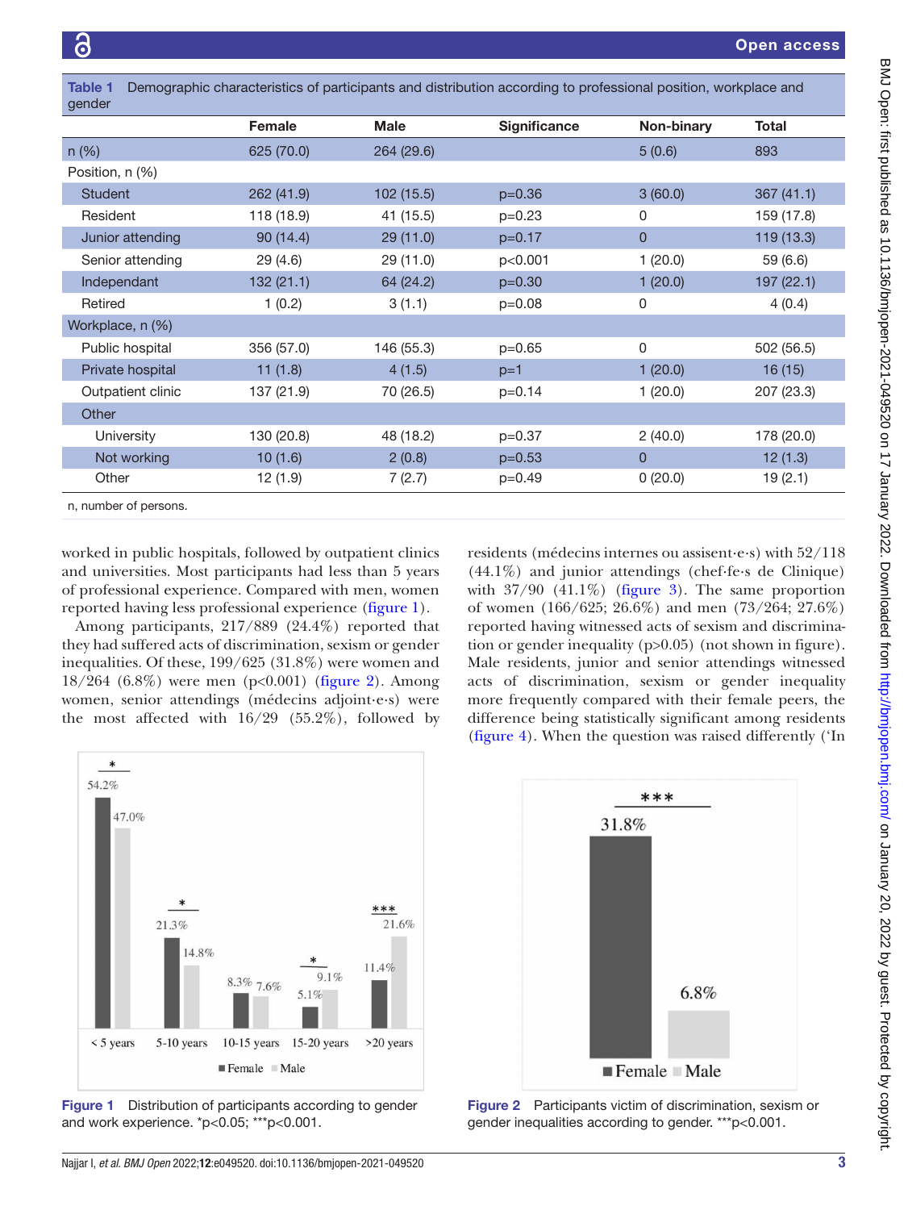**Table 1** Demographic characteristics of participants and distribution according to professional position, workplace and gender

| | Female | Male | Significance | Non-binary | Total |
|---|---|---|---|---|---|
| n (%) | 625 (70.0) | 264 (29.6) | | 5 (0.6) | 893 |
| Position, n (%) | | | | | |
| Student | 262 (41.9) | 102 (15.5) | p=0.36 | 3 (60.0) | 367 (41.1) |
| Resident | 118 (18.9) | 41 (15.5) | p=0.23 | 0 | 159 (17.8) |
| Junior attending | 90 (14.4) | 29 (11.0) | p=0.17 | 0 | 119 (13.3) |
| Senior attending | 29 (4.6) | 29 (11.0) | p<0.001 | 1 (20.0) | 59 (6.6) |
| Independant | 132 (21.1) | 64 (24.2) | p=0.30 | 1 (20.0) | 197 (22.1) |
| Retired | 1 (0.2) | 3 (1.1) | p=0.08 | 0 | 4 (0.4) |
| Workplace, n (%) | | | | | |
| Public hospital | 356 (57.0) | 146 (55.3) | p=0.65 | 0 | 502 (56.5) |
| Private hospital | 11 (1.8) | 4 (1.5) | p=1 | 1 (20.0) | 16 (15) |
| Outpatient clinic | 137 (21.9) | 70 (26.5) | p=0.14 | 1 (20.0) | 207 (23.3) |
| Other | | | | | |
| University | 130 (20.8) | 48 (18.2) | p=0.37 | 2 (40.0) | 178 (20.0) |
| Not working | 10 (1.6) | 2 (0.8) | p=0.53 | 0 | 12 (1.3) |
| Other | 12 (1.9) | 7 (2.7) | p=0.49 | 0 (20.0) | 19 (2.1) |

n, number of persons.

worked in public hospitals, followed by outpatient clinics and universities. Most participants had less than 5 years of professional experience. Compared with men, women reported having less professional experience (figure 1).

Among participants, 217/889 (24.4%) reported that they had suffered acts of discrimination, sexism or gender inequalities. Of these, 199/625 (31.8%) were women and 18/264 (6.8%) were men (p<0.001) (figure 2). Among women, senior attendings (médecins adjoint·e·s) were the most affected with 16/29 (55.2%), followed by residents (médecins internes ou assisent·e·s) with 52/118 (44.1%) and junior attendings (chef·fe·s de Clinique) with 37/90 (41.1%) (figure 3). The same proportion of women (166/625; 26.6%) and men (73/264; 27.6%) reported having witnessed acts of sexism and discrimination or gender inequality (p>0.05) (not shown in figure). Male residents, junior and senior attendings witnessed acts of discrimination, sexism or gender inequality more frequently compared with their female peers, the difference being statistically significant among residents (figure 4). When the question was raised differently ('In

**Figure 1** Distribution of participants according to gender and work experience. *p<0.05; ***p<0.001.

**Figure 2** Participants victim of discrimination, sexism or gender inequalities according to gender. ***p<0.001.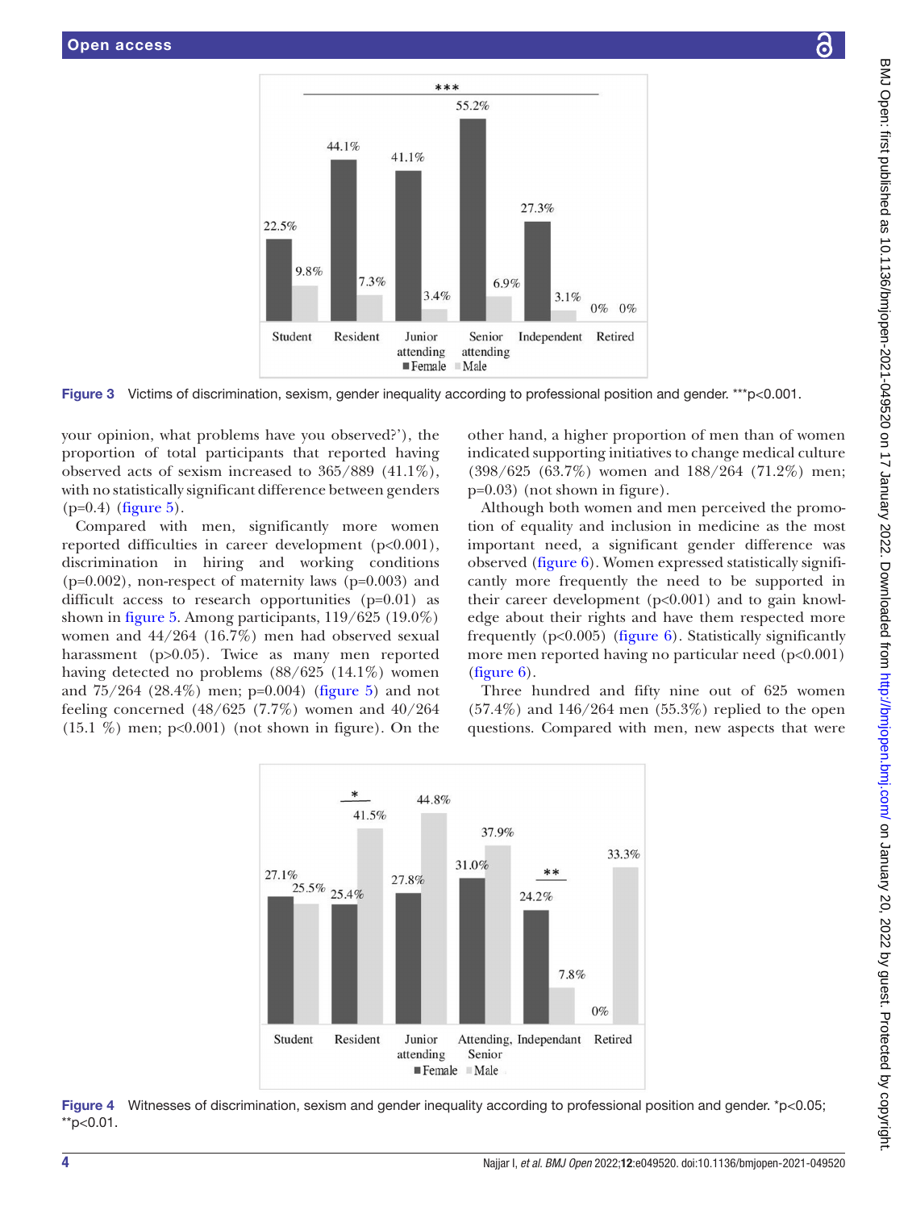Figure 3 Victims of discrimination, sexism, gender inequality according to professional position and gender. ***p<0.001.

your opinion, what problems have you observed?'), the proportion of total participants that reported having observed acts of sexism increased to 365/889 (41.1%), with no statistically significant difference between genders (p=0.4) (figure 5).

Compared with men, significantly more women reported difficulties in career development (p<0.001), discrimination in hiring and working conditions (p=0.002), non-respect of maternity laws (p=0.003) and difficult access to research opportunities (p=0.01) as shown in figure 5. Among participants, 119/625 (19.0%) women and 44/264 (16.7%) men had observed sexual harassment (p>0.05). Twice as many men reported having detected no problems (88/625 (14.1%) women and 75/264 (28.4%) men; p=0.004) (figure 5) and not feeling concerned (48/625 (7.7%) women and 40/264 (15.1 %) men; p<0.001) (not shown in figure). On the other hand, a higher proportion of men than of women indicated supporting initiatives to change medical culture (398/625 (63.7%) women and 188/264 (71.2%) men; p=0.03) (not shown in figure).

Although both women and men perceived the promotion of equality and inclusion in medicine as the most important need, a significant gender difference was observed (figure 6). Women expressed statistically significantly more frequently the need to be supported in their career development (p<0.001) and to gain knowledge about their rights and have them respected more frequently (p<0.005) (figure 6). Statistically significantly more men reported having no particular need (p<0.001) (figure 6).

Three hundred and fifty nine out of 625 women (57.4%) and 146/264 men (55.3%) replied to the open questions. Compared with men, new aspects that were

Figure 4 Witnesses of discrimination, sexism and gender inequality according to professional position and gender. *p<0.05; **p<0.01.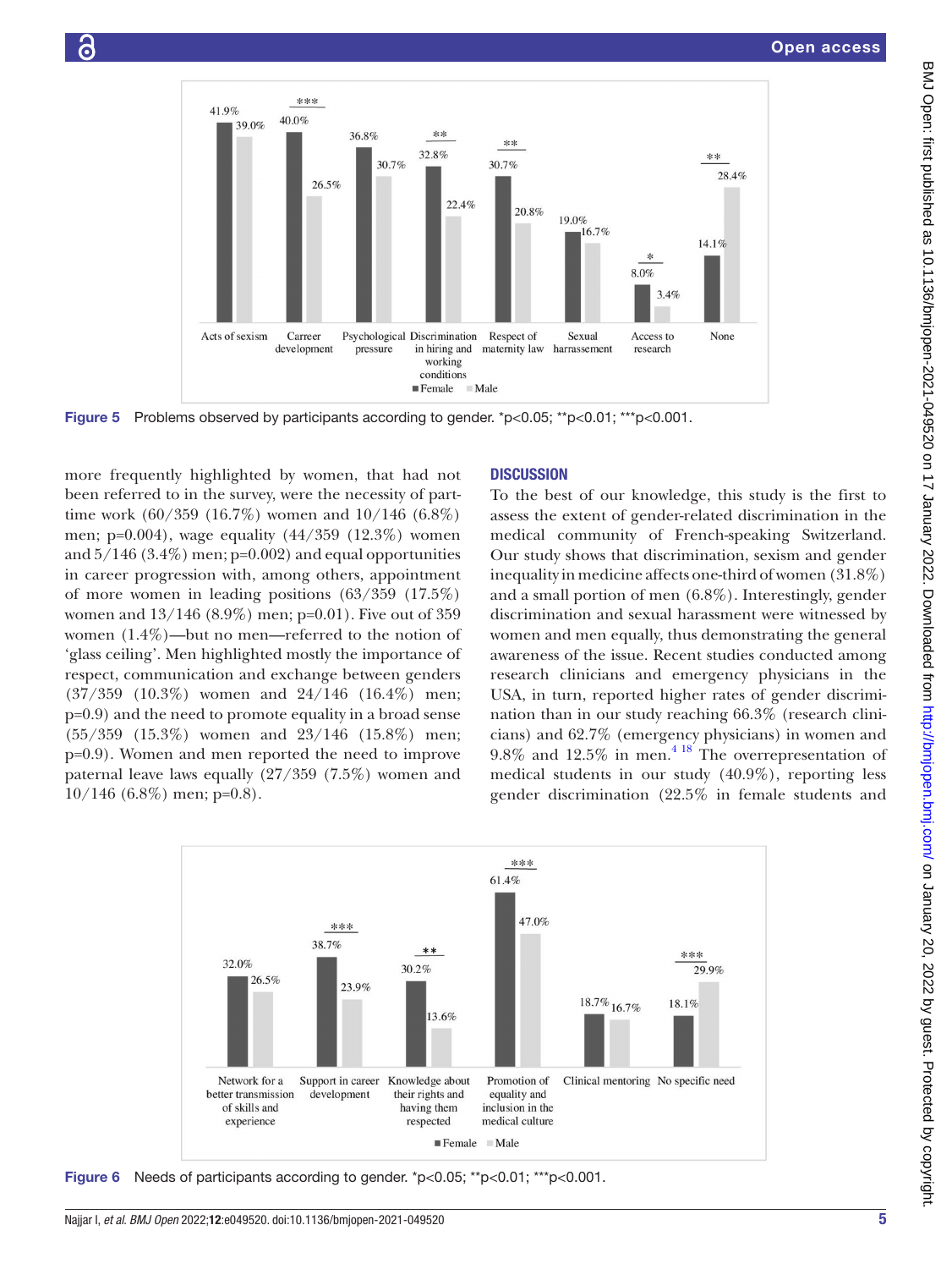Figure 5 Problems observed by participants according to gender. *p<0.05; **p<0.01; ***p<0.001.

more frequently highlighted by women, that had not been referred to in the survey, were the necessity of part-time work (60/359 (16.7%) women and 10/146 (6.8%) men; p=0.004), wage equality (44/359 (12.3%) women and 5/146 (3.4%) men; p=0.002) and equal opportunities in career progression with, among others, appointment of more women in leading positions (63/359 (17.5%) women and 13/146 (8.9%) men; p=0.01). Five out of 359 women (1.4%)—but no men—referred to the notion of 'glass ceiling'. Men highlighted mostly the importance of respect, communication and exchange between genders (37/359 (10.3%) women and 24/146 (16.4%) men; p=0.9) and the need to promote equality in a broad sense (55/359 (15.3%) women and 23/146 (15.8%) men; p=0.9). Women and men reported the need to improve paternal leave laws equally (27/359 (7.5%) women and 10/146 (6.8%) men; p=0.8).

## DISCUSSION

To the best of our knowledge, this study is the first to assess the extent of gender-related discrimination in the medical community of French-speaking Switzerland. Our study shows that discrimination, sexism and gender inequality in medicine affects one-third of women (31.8%) and a small portion of men (6.8%). Interestingly, gender discrimination and sexual harassment were witnessed by women and men equally, thus demonstrating the general awareness of the issue. Recent studies conducted among research clinicians and emergency physicians in the USA, in turn, reported higher rates of gender discrimination than in our study reaching 66.3% (research clinicians) and 62.7% (emergency physicians) in women and 9.8% and 12.5% in men.[4 18] The overrepresentation of medical students in our study (40.9%), reporting less gender discrimination (22.5% in female students and

Figure 6 Needs of participants according to gender. *p<0.05; **p<0.01; ***p<0.001.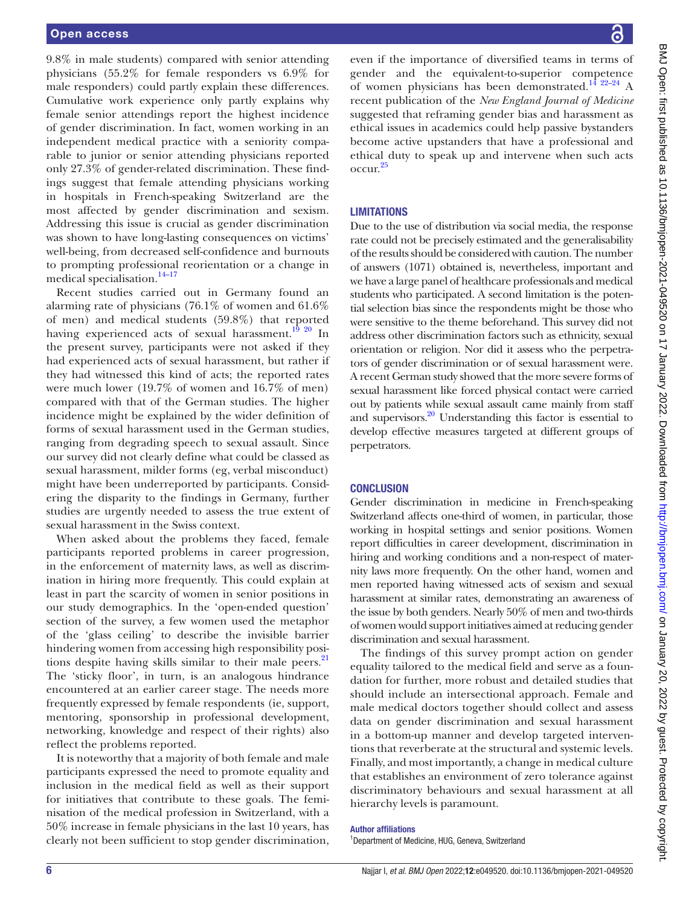9.8% in male students) compared with senior attending physicians (55.2% for female responders vs 6.9% for male responders) could partly explain these differences. Cumulative work experience only partly explains why female senior attendings report the highest incidence of gender discrimination. In fact, women working in an independent medical practice with a seniority comparable to junior or senior attending physicians reported only 27.3% of gender-related discrimination. These findings suggest that female attending physicians working in hospitals in French-speaking Switzerland are the most affected by gender discrimination and sexism. Addressing this issue is crucial as gender discrimination was shown to have long-lasting consequences on victims' well-being, from decreased self-confidence and burnouts to prompting professional reorientation or a change in medical specialisation.[14–17]

Recent studies carried out in Germany found an alarming rate of physicians (76.1% of women and 61.6% of men) and medical students (59.8%) that reported having experienced acts of sexual harassment.[19 20] In the present survey, participants were not asked if they had experienced acts of sexual harassment, but rather if they had witnessed this kind of acts; the reported rates were much lower (19.7% of women and 16.7% of men) compared with that of the German studies. The higher incidence might be explained by the wider definition of forms of sexual harassment used in the German studies, ranging from degrading speech to sexual assault. Since our survey did not clearly define what could be classed as sexual harassment, milder forms (eg, verbal misconduct) might have been underreported by participants. Considering the disparity to the findings in Germany, further studies are urgently needed to assess the true extent of sexual harassment in the Swiss context.

When asked about the problems they faced, female participants reported problems in career progression, in the enforcement of maternity laws, as well as discrimination in hiring more frequently. This could explain at least in part the scarcity of women in senior positions in our study demographics. In the 'open-ended question' section of the survey, a few women used the metaphor of the 'glass ceiling' to describe the invisible barrier hindering women from accessing high responsibility positions despite having skills similar to their male peers.[21] The 'sticky floor', in turn, is an analogous hindrance encountered at an earlier career stage. The needs more frequently expressed by female respondents (ie, support, mentoring, sponsorship in professional development, networking, knowledge and respect of their rights) also reflect the problems reported.

It is noteworthy that a majority of both female and male participants expressed the need to promote equality and inclusion in the medical field as well as their support for initiatives that contribute to these goals. The feminisation of the medical profession in Switzerland, with a 50% increase in female physicians in the last 10 years, has clearly not been sufficient to stop gender discrimination, even if the importance of diversified teams in terms of gender and the equivalent-to-superior competence of women physicians has been demonstrated.[14 22–24] A recent publication of the *New England Journal of Medicine* suggested that reframing gender bias and harassment as ethical issues in academics could help passive bystanders become active upstanders that have a professional and ethical duty to speak up and intervene when such acts occur.[25]

## LIMITATIONS

Due to the use of distribution via social media, the response rate could not be precisely estimated and the generalisability of the results should be considered with caution. The number of answers (1071) obtained is, nevertheless, important and we have a large panel of healthcare professionals and medical students who participated. A second limitation is the potential selection bias since the respondents might be those who were sensitive to the theme beforehand. This survey did not address other discrimination factors such as ethnicity, sexual orientation or religion. Nor did it assess who the perpetrators of gender discrimination or of sexual harassment were. A recent German study showed that the more severe forms of sexual harassment like forced physical contact were carried out by patients while sexual assault came mainly from staff and supervisors.[20] Understanding this factor is essential to develop effective measures targeted at different groups of perpetrators.

## CONCLUSION

Gender discrimination in medicine in French-speaking Switzerland affects one-third of women, in particular, those working in hospital settings and senior positions. Women report difficulties in career development, discrimination in hiring and working conditions and a non-respect of maternity laws more frequently. On the other hand, women and men reported having witnessed acts of sexism and sexual harassment at similar rates, demonstrating an awareness of the issue by both genders. Nearly 50% of men and two-thirds of women would support initiatives aimed at reducing gender discrimination and sexual harassment.

The findings of this survey prompt action on gender equality tailored to the medical field and serve as a foundation for further, more robust and detailed studies that should include an intersectional approach. Female and male medical doctors together should collect and assess data on gender discrimination and sexual harassment in a bottom-up manner and develop targeted interventions that reverberate at the structural and systemic levels. Finally, and most importantly, a change in medical culture that establishes an environment of zero tolerance against discriminatory behaviours and sexual harassment at all hierarchy levels is paramount.

**Author affiliations**

[1]Department of Medicine, HUG, Geneva, Switzerland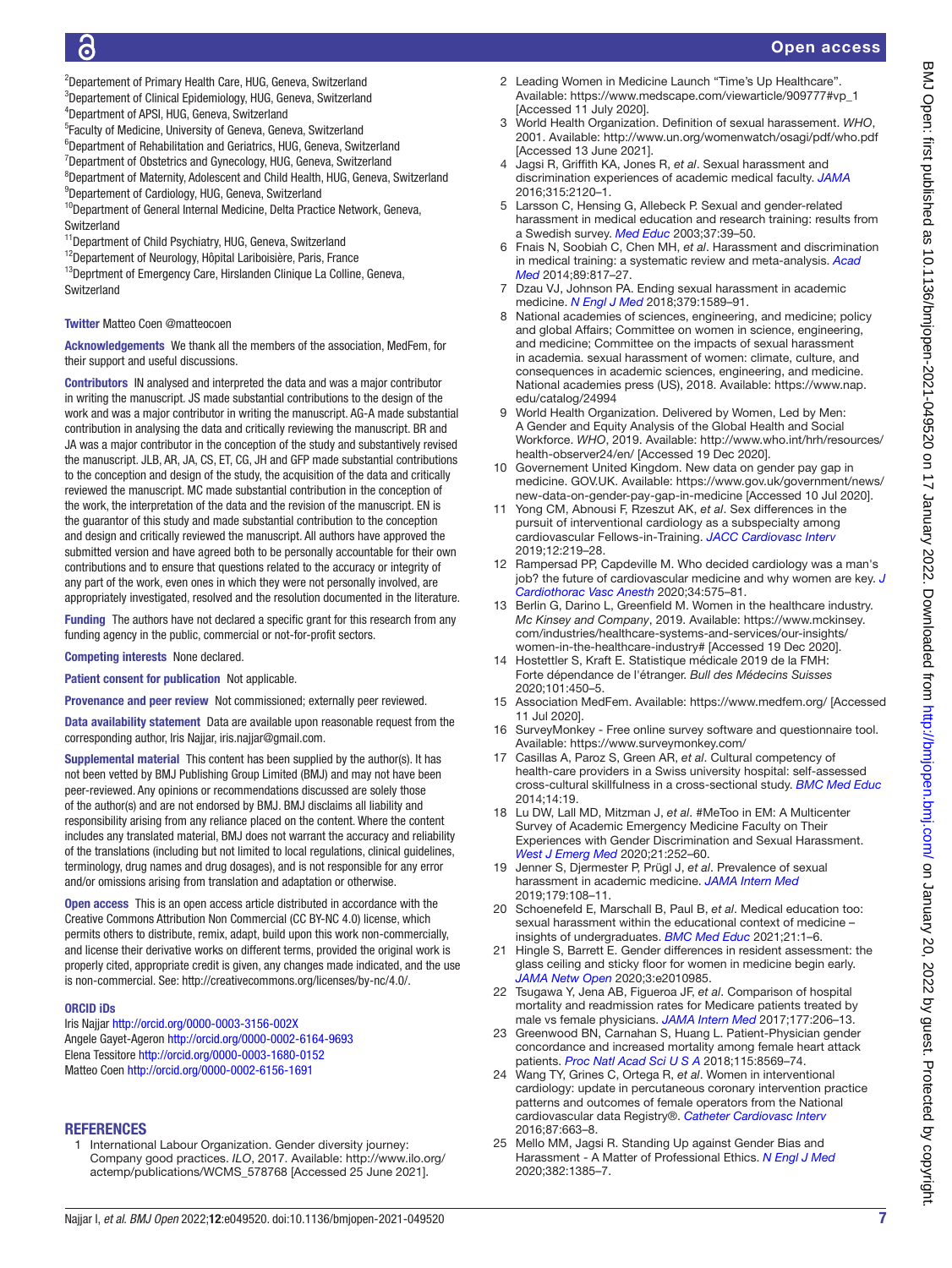[2]Departement of Primary Health Care, HUG, Geneva, Switzerland
[3]Department of Clinical Epidemiology, HUG, Geneva, Switzerland
[4]Department of APSI, HUG, Geneva, Switzerland
[5]Faculty of Medicine, University of Geneva, Geneva, Switzerland
[6]Department of Rehabilitation and Geriatrics, HUG, Geneva, Switzerland
[7]Department of Obstetrics and Gynecology, HUG, Geneva, Switzerland
[8]Department of Maternity, Adolescent and Child Health, HUG, Geneva, Switzerland
[9]Department of Cardiology, HUG, Geneva, Switzerland
[10]Department of General Internal Medicine, Delta Practice Network, Geneva, Switzerland
[11]Department of Child Psychiatry, HUG, Geneva, Switzerland
[12]Departement of Neurology, Hôpital Lariboisière, Paris, France
[13]Deprtment of Emergency Care, Hirslanden Clinique La Colline, Geneva, Switzerland

**Twitter** Matteo Coen @matteocoen

**Acknowledgements** We thank all the members of the association, MedFem, for their support and useful discussions.

**Contributors** IN analysed and interpreted the data and was a major contributor in writing the manuscript. JS made substantial contributions to the design of the work and was a major contributor in writing the manuscript. AG-A made substantial contribution in analysing the data and critically reviewing the manuscript. BR and JA was a major contributor in the conception of the study and substantively revised the manuscript. JLB, AR, JA, CS, ET, CG, JH and GFP made substantial contributions to the conception and design of the study, the acquisition of the data and critically reviewed the manuscript. MC made substantial contribution in the conception of the work, the interpretation of the data and the revision of the manuscript. EN is the guarantor of this study and made substantial contribution to the conception and design and critically reviewed the manuscript. All authors have approved the submitted version and have agreed both to be personally accountable for their own contributions and to ensure that questions related to the accuracy or integrity of any part of the work, even ones in which they were not personally involved, are appropriately investigated, resolved and the resolution documented in the literature.

**Funding** The authors have not declared a specific grant for this research from any funding agency in the public, commercial or not-for-profit sectors.

**Competing interests** None declared.

**Patient consent for publication** Not applicable.

**Provenance and peer review** Not commissioned; externally peer reviewed.

**Data availability statement** Data are available upon reasonable request from the corresponding author, Iris Najjar, iris.najjar@gmail.com.

**Supplemental material** This content has been supplied by the author(s). It has not been vetted by BMJ Publishing Group Limited (BMJ) and may not have been peer-reviewed. Any opinions or recommendations discussed are solely those of the author(s) and are not endorsed by BMJ. BMJ disclaims all liability and responsibility arising from any reliance placed on the content. Where the content includes any translated material, BMJ does not warrant the accuracy and reliability of the translations (including but not limited to local regulations, clinical guidelines, terminology, drug names and drug dosages), and is not responsible for any error and/or omissions arising from translation and adaptation or otherwise.

**Open access** This is an open access article distributed in accordance with the Creative Commons Attribution Non Commercial (CC BY-NC 4.0) license, which permits others to distribute, remix, adapt, build upon this work non-commercially, and license their derivative works on different terms, provided the original work is properly cited, appropriate credit is given, any changes made indicated, and the use is non-commercial. See: http://creativecommons.org/licenses/by-nc/4.0/.

**ORCID iDs**

Iris Najjar http://orcid.org/0000-0003-3156-002X
Angele Gayet-Ageron http://orcid.org/0000-0002-6164-9693
Elena Tessitore http://orcid.org/0000-0003-1680-0152
Matteo Coen http://orcid.org/0000-0002-6156-1691

## REFERENCES

1. International Labour Organization. Gender diversity journey: Company good practices. *ILO*, 2017. Available: http://www.ilo.org/actemp/publications/WCMS_578768 [Accessed 25 June 2021].
2. Leading Women in Medicine Launch "Time's Up Healthcare". Available: https://www.medscape.com/viewarticle/909777#vp_1 [Accessed 11 July 2020].
3. World Health Organization. Definition of sexual harassment. *WHO*, 2001. Available: http://www.un.org/womenwatch/osagi/pdf/who.pdf [Accessed 13 June 2021].
4. Jagsi R, Griffith KA, Jones R, *et al*. Sexual harassment and discrimination experiences of academic medical faculty. *JAMA* 2016;315:2120–1.
5. Larsson C, Hensing G, Allebeck P. Sexual and gender-related harassment in medical education and research training: results from a Swedish survey. *Med Educ* 2003;37:39–50.
6. Fnais N, Soobiah C, Chen MH, *et al*. Harassment and discrimination in medical training: a systematic review and meta-analysis. *Acad Med* 2014;89:817–27.
7. Dzau VJ, Johnson PA. Ending sexual harassment in academic medicine. *N Engl J Med* 2018;379:1589–91.
8. National academies of sciences, engineering, and medicine; policy and global Affairs; Committee on women in science, engineering, and medicine; Committee on the impacts of sexual harassment in academia. sexual harassment of women: climate, culture, and consequences in academic sciences, engineering, and medicine. National academies press (US), 2018. Available: https://www.nap.edu/catalog/24994
9. World Health Organization. Delivered by Women, Led by Men: A Gender and Equity Analysis of the Global Health and Social Workforce. *WHO*, 2019. Available: http://www.who.int/hrh/resources/health-observer24/en/ [Accessed 19 Dec 2020].
10. Governement United Kingdom. New data on gender pay gap in medicine. GOV.UK. Available: https://www.gov.uk/government/news/new-data-on-gender-pay-gap-in-medicine [Accessed 10 Jul 2020].
11. Yong CM, Abnousi F, Rzeszut AK, *et al*. Sex differences in the pursuit of interventional cardiology as a subspecialty among cardiovascular Fellows-in-Training. *JACC Cardiovasc Interv* 2019;12:219–28.
12. Rampersad PP, Capdeville M. Who decided cardiology was a man's job? the future of cardiovascular medicine and why women are key. *J Cardiothorac Vasc Anesth* 2020;34:575–81.
13. Berlin G, Darino L, Greenfield M. Women in the healthcare industry. *Mc Kinsey and Company*, 2019. Available: https://www.mckinsey.com/industries/healthcare-systems-and-services/our-insights/women-in-the-healthcare-industry# [Accessed 19 Dec 2020].
14. Hostettler S, Kraft E. Statistique médicale 2019 de la FMH: Forte dépendance de l'étranger. *Bull des Médecins Suisses* 2020;101:450–5.
15. Association MedFem. Available: https://www.medfem.org/ [Accessed 11 Jul 2020].
16. SurveyMonkey - Free online survey software and questionnaire tool. Available: https://www.surveymonkey.com/
17. Casillas A, Paroz S, Green AR, *et al*. Cultural competency of health-care providers in a Swiss university hospital: self-assessed cross-cultural skillfulness in a cross-sectional study. *BMC Med Educ* 2014;14:19.
18. Lu DW, Lall MD, Mitzman J, *et al*. #MeToo in EM: A Multicenter Survey of Academic Emergency Medicine Faculty on Their Experiences with Gender Discrimination and Sexual Harassment. *West J Emerg Med* 2020;21:252–60.
19. Jenner S, Djermester P, Prügl J, *et al*. Prevalence of sexual harassment in academic medicine. *JAMA Intern Med* 2019;179:108–11.
20. Schoenefeld E, Marschall B, Paul B, *et al*. Medical education too: sexual harassment within the educational context of medicine – insights of undergraduates. *BMC Med Educ* 2021;21:1–6.
21. Hingle S, Barrett E. Gender differences in resident assessment: the glass ceiling and sticky floor for women in medicine begin early. *JAMA Netw Open* 2020;3:e2010985.
22. Tsugawa Y, Jena AB, Figueroa JF, *et al*. Comparison of hospital mortality and readmission rates for Medicare patients treated by male vs female physicians. *JAMA Intern Med* 2017;177:206–13.
23. Greenwood BN, Carnahan S, Huang L. Patient-Physician gender concordance and increased mortality among female heart attack patients. *Proc Natl Acad Sci U S A* 2018;115:8569–74.
24. Wang TY, Grines C, Ortega R, *et al*. Women in interventional cardiology: update in percutaneous coronary intervention practice patterns and outcomes of female operators from the National cardiovascular data Registry®. *Catheter Cardiovasc Interv* 2016;87:663–8.
25. Mello MM, Jagsi R. Standing Up against Gender Bias and Harassment - A Matter of Professional Ethics. *N Engl J Med* 2020;382:1385–7.